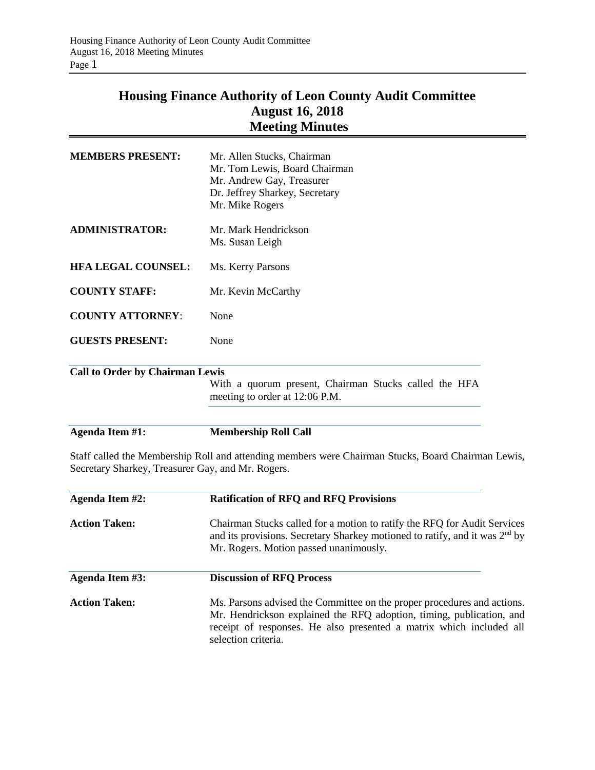# Housing Finance Authority of Leon County Audit Committee
## August 16, 2018
## Meeting Minutes

| | |
|---|---|
| **MEMBERS PRESENT:** | Mr. Allen Stucks, Chairman<br>Mr. Tom Lewis, Board Chairman<br>Mr. Andrew Gay, Treasurer<br>Dr. Jeffrey Sharkey, Secretary<br>Mr. Mike Rogers |
| **ADMINISTRATOR:** | Mr. Mark Hendrickson<br>Ms. Susan Leigh |
| **HFA LEGAL COUNSEL:** | Ms. Kerry Parsons |
| **COUNTY STAFF:** | Mr. Kevin McCarthy |
| **COUNTY ATTORNEY**: | None |
| **GUESTS PRESENT:** | None |

**Call to Order by Chairman Lewis**

With a quorum present, Chairman Stucks called the HFA meeting to order at 12:06 P.M.

**Agenda Item #1: Membership Roll Call**

Staff called the Membership Roll and attending members were Chairman Stucks, Board Chairman Lewis, Secretary Sharkey, Treasurer Gay, and Mr. Rogers.

**Agenda Item #2: Ratification of RFQ and RFQ Provisions**

**Action Taken:** Chairman Stucks called for a motion to ratify the RFQ for Audit Services and its provisions. Secretary Sharkey motioned to ratify, and it was 2nd by Mr. Rogers. Motion passed unanimously.

**Agenda Item #3: Discussion of RFQ Process**

**Action Taken:** Ms. Parsons advised the Committee on the proper procedures and actions. Mr. Hendrickson explained the RFQ adoption, timing, publication, and receipt of responses. He also presented a matrix which included all selection criteria.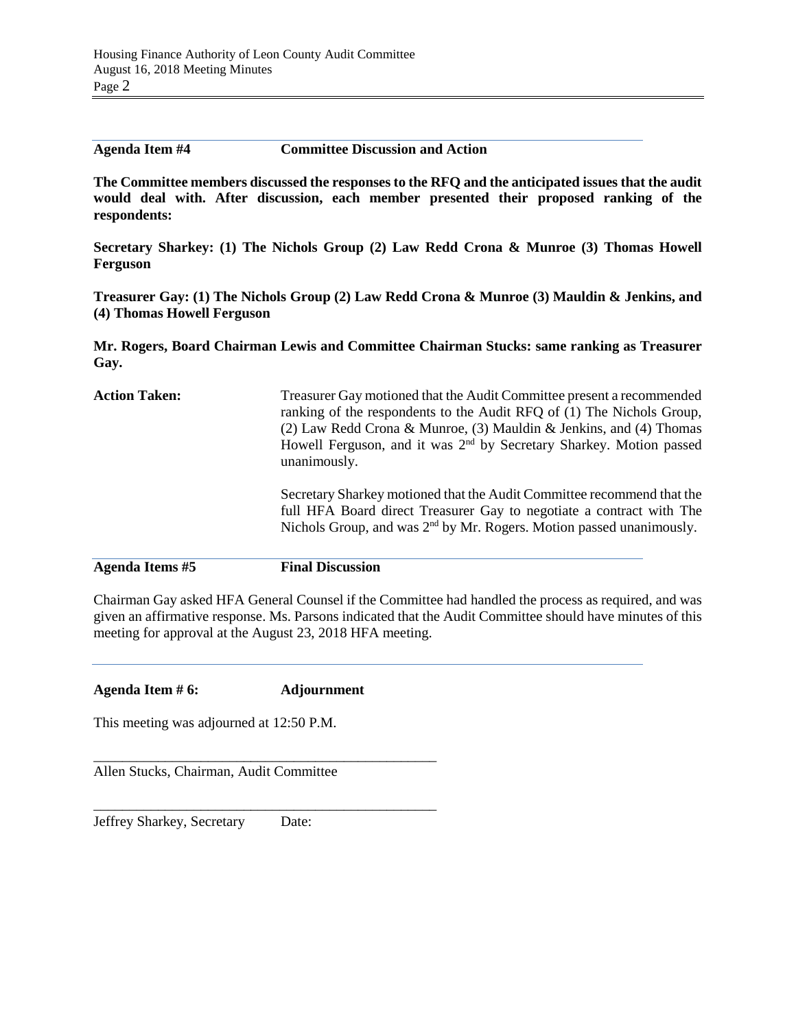**Agenda Item #4 Committee Discussion and Action**

**The Committee members discussed the responses to the RFQ and the anticipated issues that the audit would deal with. After discussion, each member presented their proposed ranking of the respondents:**

**Secretary Sharkey: (1) The Nichols Group (2) Law Redd Crona & Munroe (3) Thomas Howell Ferguson**

**Treasurer Gay: (1) The Nichols Group (2) Law Redd Crona & Munroe (3) Mauldin & Jenkins, and (4) Thomas Howell Ferguson**

**Mr. Rogers, Board Chairman Lewis and Committee Chairman Stucks: same ranking as Treasurer Gay.**

**Action Taken:** Treasurer Gay motioned that the Audit Committee present a recommended ranking of the respondents to the Audit RFQ of (1) The Nichols Group, (2) Law Redd Crona & Munroe, (3) Mauldin & Jenkins, and (4) Thomas Howell Ferguson, and it was 2nd by Secretary Sharkey. Motion passed unanimously.

Secretary Sharkey motioned that the Audit Committee recommend that the full HFA Board direct Treasurer Gay to negotiate a contract with The Nichols Group, and was 2nd by Mr. Rogers. Motion passed unanimously.

**Agenda Items #5 Final Discussion**

Chairman Gay asked HFA General Counsel if the Committee had handled the process as required, and was given an affirmative response. Ms. Parsons indicated that the Audit Committee should have minutes of this meeting for approval at the August 23, 2018 HFA meeting.

**Agenda Item # 6: Adjournment**

This meeting was adjourned at 12:50 P.M.

\_\_\_\_\_\_\_\_\_\_\_\_\_\_\_\_\_\_\_\_\_\_\_\_\_\_\_\_\_\_\_\_\_\_\_\_\_\_\_\_\_\_\_\_\_\_\_\_

Allen Stucks, Chairman, Audit Committee

\_\_\_\_\_\_\_\_\_\_\_\_\_\_\_\_\_\_\_\_\_\_\_\_\_\_\_\_\_\_\_\_\_\_\_\_\_\_\_\_\_\_\_\_\_\_\_\_

Jeffrey Sharkey, Secretary Date: